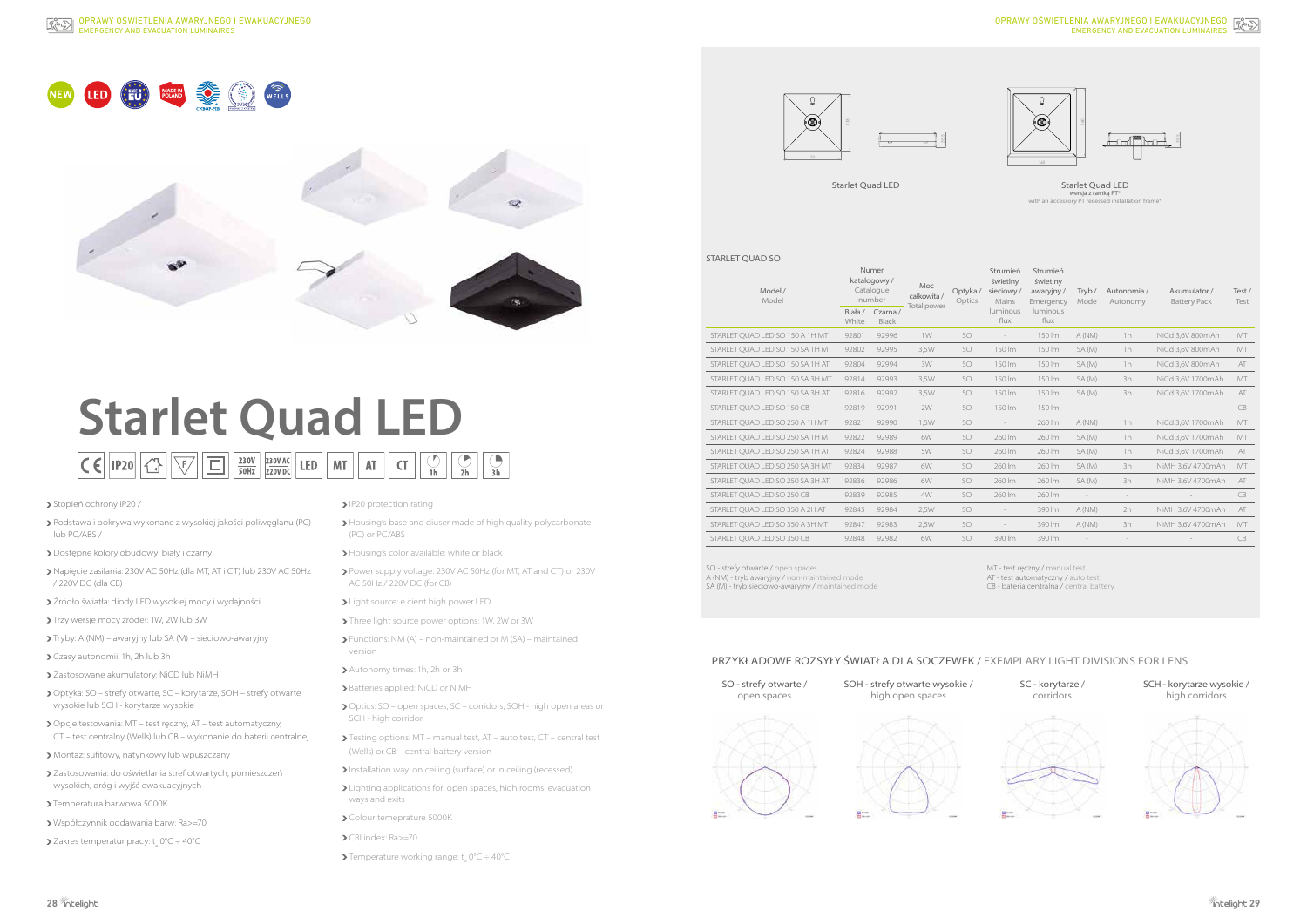# Starlet Quad LED

- Stopień ochrony IP20 /
- Podstawa i pokrywa wykonane z wysokiej jakości poliwęglanu (PC) lub PC/ABS /
- Dostępne kolory obudowy: biały i czarny
- Napięcie zasilania: 230V AC 50Hz (dla MT, AT i CT) lub 230V AC 50Hz / 220V DC (dla CB)
- Źródło światła: diody LED wysokiej mocy i wydajności
- Trzy wersje mocy źródeł: 1W, 2W lub 3W
- Tryby: A (NM) – awaryjny lub SA (M) – sieciowo-awaryjny
- Czasy autonomii: 1h, 2h lub 3h
- Zastosowane akumulatory: NiCD lub NiMH
- Optyka: SO – strefy otwarte, SC – korytarze, SOH – strefy otwarte wysokie lub SCH - korytarze wysokie
- Opcje testowania: MT – test ręczny, AT – test automatyczny, CT – test centralny (Wells) lub CB – wykonanie do baterii centralnej
- Montaż: sufitowy, natynkowy lub wpuszczany
- Zastosowania: do oświetlania stref otwartych, pomieszczeń wysokich, dróg i wyjść ewakuacyjnych
- Temperatura barwowa 5000K
- Współczynnik oddawania barw: Ra>=70
- Zakres temperatur pracy: $t_a$ 0°C ÷ 40°C

- IP20 protection rating
- Housing's base and diuser made of high quality polycarbonate (PC) or PC/ABS
- Housing's color available: white or black
- Power supply voltage: 230V AC 50Hz (for MT, AT and CT) or 230V AC 50Hz / 220V DC (for CB)
- Light source: e cient high power LED
- Three light source power options: 1W, 2W or 3W
- Functions: NM (A) – non-maintained or M (SA) – maintained version
- Autonomy times: 1h, 2h or 3h
- Batteries applied: NiCD or NiMH
- Optics: SO – open spaces, SC – corridors, SOH – high open areas or SCH - high corridor
- Testing options: MT – manual test, AT – auto test, CT – central test (Wells) or CB – central battery version
- Installation way: on ceiling (surface) or in ceiling (recessed)
- Lighting applications for: open spaces, high rooms, evacuation ways and exits
- Colour temeperature 5000K
- CRI index: Ra>=70
- Temperature working range: $t_a$ 0°C ÷ 40°C

Starlet Quad LED

Starlet Quad LED
wersja z ramką PT*
with an accessory PT recessed installation frame*

STARLET QUAD SO

| Model / Model | Numer katalogowy / Catalogue number | | Moc całkowita / Total power | Optyka / Optics | Strumień świetlny sieciowy / Mains luminous flux | Strumień świetlny awaryjny / Emergency luminous flux | Tryb / Mode | Autonomia / Autonomy | Akumulator / Battery Pack | Test / Test |
|---|---|---|---|---|---|---|---|---|---|---|
| | Biała / White | Czarna / Black | | | | | | | | |
| STARLET QUAD LED SO 150 A 1H MT | 92801 | 92996 | 1W | SO | - | 150 lm | A (NM) | 1h | NiCd 3,6V 800mAh | MT |
| STARLET QUAD LED SO 150 SA 1H MT | 92802 | 92995 | 3,5W | SO | 150 lm | 150 lm | SA (M) | 1h | NiCd 3,6V 800mAh | MT |
| STARLET QUAD LED SO 150 SA 1H AT | 92804 | 92994 | 3W | SO | 150 lm | 150 lm | SA (M) | 1h | NiCd 3,6V 800mAh | AT |
| STARLET QUAD LED SO 150 SA 3H MT | 92814 | 92993 | 3,5W | SO | 150 lm | 150 lm | SA (M) | 3h | NiCd 3,6V 1700mAh | MT |
| STARLET QUAD LED SO 150 SA 3H AT | 92816 | 92992 | 3,5W | SO | 150 lm | 150 lm | SA (M) | 3h | NiCd 3,6V 1700mAh | AT |
| STARLET QUAD LED SO 150 CB | 92819 | 92991 | 2W | SO | 150 lm | 150 lm | - | - | - | CB |
| STARLET QUAD LED SO 250 A 1H MT | 92821 | 92990 | 1,5W | SO | - | 260 lm | A (NM) | 1h | NiCd 3,6V 1700mAh | MT |
| STARLET QUAD LED SO 250 SA 1H MT | 92822 | 92989 | 6W | SO | 260 lm | 260 lm | SA (M) | 1h | NiCd 3,6V 1700mAh | MT |
| STARLET QUAD LED SO 250 SA 1H AT | 92824 | 92988 | 5W | SO | 260 lm | 260 lm | SA (M) | 1h | NiCd 3,6V 1700mAh | AT |
| STARLET QUAD LED SO 250 SA 3H MT | 92834 | 92987 | 6W | SO | 260 lm | 260 lm | SA (M) | 3h | NiMH 3,6V 4700mAh | MT |
| STARLET QUAD LED SO 250 SA 3H AT | 92836 | 92986 | 6W | SO | 260 lm | 260 lm | SA (M) | 3h | NiMH 3,6V 4700mAh | AT |
| STARLET QUAD LED SO 250 CB | 92839 | 92985 | 4W | SO | 260 lm | 260 lm | - | - | - | CB |
| STARLET QUAD LED SO 350 A 2H AT | 92845 | 92984 | 2,5W | SO | - | 390 lm | A (NM) | 2h | NiMH 3,6V 4700mAh | AT |
| STARLET QUAD LED SO 350 A 3H MT | 92847 | 92983 | 2,5W | SO | - | 390 lm | A (NM) | 3h | NiMH 3,6V 4700mAh | MT |
| STARLET QUAD LED SO 350 CB | 92848 | 92982 | 6W | SO | 390 lm | 390 lm | - | - | - | CB |

SO - strefy otwarte / open spaces
A (NM) - tryb awaryjny / non-maintained mode
SA (M) - tryb sieciowo-awaryjny / maintained mode

MT - test ręczny / manual test
AT - test automatyczny / auto test
CB - bateria centralna / central battery

## PRZYKŁADOWE ROZSYŁY ŚWIATŁA DLA SOCZEWEK / EXEMPLARY LIGHT DIVISIONS FOR LENS

SO - strefy otwarte / open spaces

SOH - strefy otwarte wysokie / high open spaces

SC - korytarze / corridors

SCH - korytarze wysokie / high corridors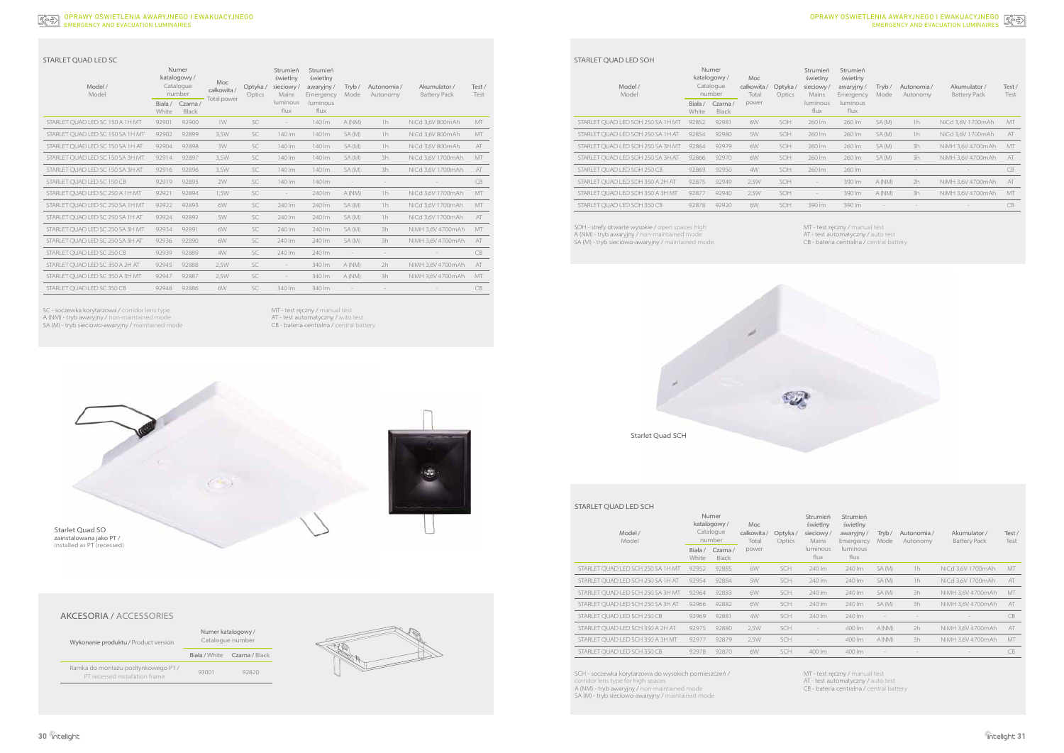## STARLET QUAD LED SC

| Model / Model | Numer katalogowy / Catalogue number | | Moc całkowita / Total power | Optyka / Optics | Strumień świetlny sieciowy / Mains luminous flux | Strumień świetlny awaryjny / Emergency luminous flux | Tryb / Mode | Autonomia / Autonomy | Akumulator / Battery Pack | Test / Test |
|---|---|---|---|---|---|---|---|---|---|---|
| | Biała / White | Czarna / Black | | | | | | | | |
| STARLET QUAD LED SC 150 A 1H MT | 92901 | 92900 | 1W | SC | - | 140 lm | A (NM) | 1h | NiCd 3,6V 800mAh | MT |
| STARLET QUAD LED SC 150 SA 1H MT | 92902 | 92899 | 3,5W | SC | 140 lm | 140 lm | SA (M) | 1h | NiCd 3,6V 800mAh | MT |
| STARLET QUAD LED SC 150 SA 1H AT | 92904 | 92898 | 3W | SC | 140 lm | 140 lm | SA (M) | 1h | NiCd 3,6V 800mAh | AT |
| STARLET QUAD LED SC 150 SA 3H MT | 92914 | 92897 | 3,5W | SC | 140 lm | 140 lm | SA (M) | 3h | NiCd 3,6V 1700mAh | MT |
| STARLET QUAD LED SC 150 SA 3H AT | 92916 | 92896 | 3,5W | SC | 140 lm | 140 lm | SA (M) | 3h | NiCd 3,6V 1700mAh | AT |
| STARLET QUAD LED SC 150 CB | 92919 | 92895 | 2W | SC | 140 lm | 140 lm | - | - | - | CB |
| STARLET QUAD LED SC 250 A 1H MT | 92921 | 92894 | 1,5W | SC | - | 240 lm | A (NM) | 1h | NiCd 3,6V 1700mAh | MT |
| STARLET QUAD LED SC 250 SA 1H MT | 92922 | 92893 | 6W | SC | 240 lm | 240 lm | SA (M) | 1h | NiCd 3,6V 1700mAh | MT |
| STARLET QUAD LED SC 250 SA 1H AT | 92924 | 92892 | 5W | SC | 240 lm | 240 lm | SA (M) | 1h | NiCd 3,6V 1700mAh | AT |
| STARLET QUAD LED SC 250 SA 3H MT | 92934 | 92891 | 6W | SC | 240 lm | 240 lm | SA (M) | 3h | NiMH 3,6V 4700mAh | MT |
| STARLET QUAD LED SC 250 SA 3H AT | 92936 | 92890 | 6W | SC | 240 lm | 240 lm | SA (M) | 3h | NiMH 3,6V 4700mAh | AT |
| STARLET QUAD LED SC 250 CB | 92939 | 92889 | 4W | SC | 240 lm | 240 lm | - | - | - | CB |
| STARLET QUAD LED SC 350 A 2H AT | 92945 | 92888 | 2,5W | SC | - | 340 lm | A (NM) | 2h | NiMH 3,6V 4700mAh | AT |
| STARLET QUAD LED SC 350 A 3H MT | 92947 | 92887 | 2,5W | SC | - | 340 lm | A (NM) | 3h | NiMH 3,6V 4700mAh | MT |
| STARLET QUAD LED SC 350 CB | 92948 | 92886 | 6W | SC | 340 lm | 340 lm | - | - | - | CB |

SC - soczewka korytarzowa / corridor lens type
A (NM) - tryb awaryjny / non-maintained mode
SA (M) - tryb sieciowo-awaryjny / maintained mode

MT - test ręczny / manual test
AT - test automatyczny / auto test
CB - bateria centralna / central battery

Starlet Quad SO
zainstalowana jako PT / installed as PT (recessed)

## AKCESORIA / ACCESSORIES

| Wykonanie produktu / Product version | Numer katalogowy / Catalogue number | |
|---|---|---|
| | Biała / White | Czarna / Black |
| Ramka do montażu podtynkowego PT / PT recessed installation frame | 93001 | 92820 |

## STARLET QUAD LED SOH

| Model / Model | Numer katalogowy / Catalogue number | | Moc całkowita / Total power | Optyka / Optics | Strumień świetlny sieciowy / Mains luminous flux | Strumień świetlny awaryjny / Emergency luminous flux | Tryb / Mode | Autonomia / Autonomy | Akumulator / Battery Pack | Test / Test |
|---|---|---|---|---|---|---|---|---|---|---|
| | Biała / White | Czarna / Black | | | | | | | | |
| STARLET QUAD LED SOH 250 SA 1H MT | 92852 | 92981 | 6W | SOH | 260 lm | 260 lm | SA (M) | 1h | NiCd 3,6V 1700mAh | MT |
| STARLET QUAD LED SOH 250 SA 1H AT | 92854 | 92980 | 5W | SOH | 260 lm | 260 lm | SA (M) | 1h | NiCd 3,6V 1700mAh | AT |
| STARLET QUAD LED SOH 250 SA 3H MT | 92864 | 92979 | 6W | SOH | 260 lm | 260 lm | SA (M) | 3h | NiMH 3,6V 4700mAh | MT |
| STARLET QUAD LED SOH 250 SA 3H AT | 92866 | 92970 | 6W | SOH | 260 lm | 260 lm | SA (M) | 3h | NiMH 3,6V 4700mAh | AT |
| STARLET QUAD LED SOH 250 CB | 92869 | 92950 | 4W | SOH | 260 lm | 260 lm | - | - | - | CB |
| STARLET QUAD LED SOH 350 A 2H AT | 92875 | 92949 | 2,5W | SOH | - | 390 lm | A (NM) | 2h | NiMH 3,6V 4700mAh | AT |
| STARLET QUAD LED SOH 350 A 3H MT | 92877 | 92940 | 2,5W | SOH | - | 390 lm | A (NM) | 3h | NiMH 3,6V 4700mAh | MT |
| STARLET QUAD LED SOH 350 CB | 92878 | 92920 | 6W | SOH | 390 lm | 390 lm | - | - | - | CB |

SOH - strefy otwarte wysokie / open spaces high
A (NM) - tryb awaryjny / non-maintained mode
SA (M) - tryb sieciowo-awaryjny / maintained mode

MT - test ręczny / manual test
AT - test automatyczny / auto test
CB - bateria centralna / central battery

Starlet Quad SCH

## STARLET QUAD LED SCH

| Model / Model | Numer katalogowy / Catalogue number | | Moc całkowita / Total power | Optyka / Optics | Strumień świetlny sieciowy / Mains luminous flux | Strumień świetlny awaryjny / Emergency luminous flux | Tryb / Mode | Autonomia / Autonomy | Akumulator / Battery Pack | Test / Test |
|---|---|---|---|---|---|---|---|---|---|---|
| | Biała / White | Czarna / Black | | | | | | | | |
| STARLET QUAD LED SCH 250 SA 1H MT | 92952 | 92885 | 6W | SCH | 240 lm | 240 lm | SA (M) | 1h | NiCd 3,6V 1700mAh | MT |
| STARLET QUAD LED SCH 250 SA 1H AT | 92954 | 92884 | 5W | SCH | 240 lm | 240 lm | SA (M) | 1h | NiCd 3,6V 1700mAh | AT |
| STARLET QUAD LED SCH 250 SA 3H MT | 92964 | 92883 | 6W | SCH | 240 lm | 240 lm | SA (M) | 3h | NiMH 3,6V 4700mAh | MT |
| STARLET QUAD LED SCH 250 SA 3H AT | 92966 | 92882 | 6W | SCH | 240 lm | 240 lm | SA (M) | 3h | NiMH 3,6V 4700mAh | AT |
| STARLET QUAD LED SCH 250 CB | 92969 | 92881 | 4W | SCH | 240 lm | 240 lm | - | - | - | CB |
| STARLET QUAD LED SCH 350 A 2H AT | 92975 | 92880 | 2,5W | SCH | - | 400 lm | A (NM) | 2h | NiMH 3,6V 4700mAh | AT |
| STARLET QUAD LED SCH 350 A 3H MT | 92977 | 92879 | 2,5W | SCH | - | 400 lm | A (NM) | 3h | NiMH 3,6V 4700mAh | MT |
| STARLET QUAD LED SCH 350 CB | 92978 | 92870 | 6W | SCH | 400 lm | 400 lm | - | - | - | CB |

SCH - soczewka korytarzowa do wysokich pomieszczeń / corridor lens type for high spaces
A (NM) - tryb awaryjny / non-maintained mode
SA (M) - tryb sieciowo-awaryjny / maintained mode

MT - test ręczny / manual test
AT - test automatyczny / auto test
CB - bateria centralna / central battery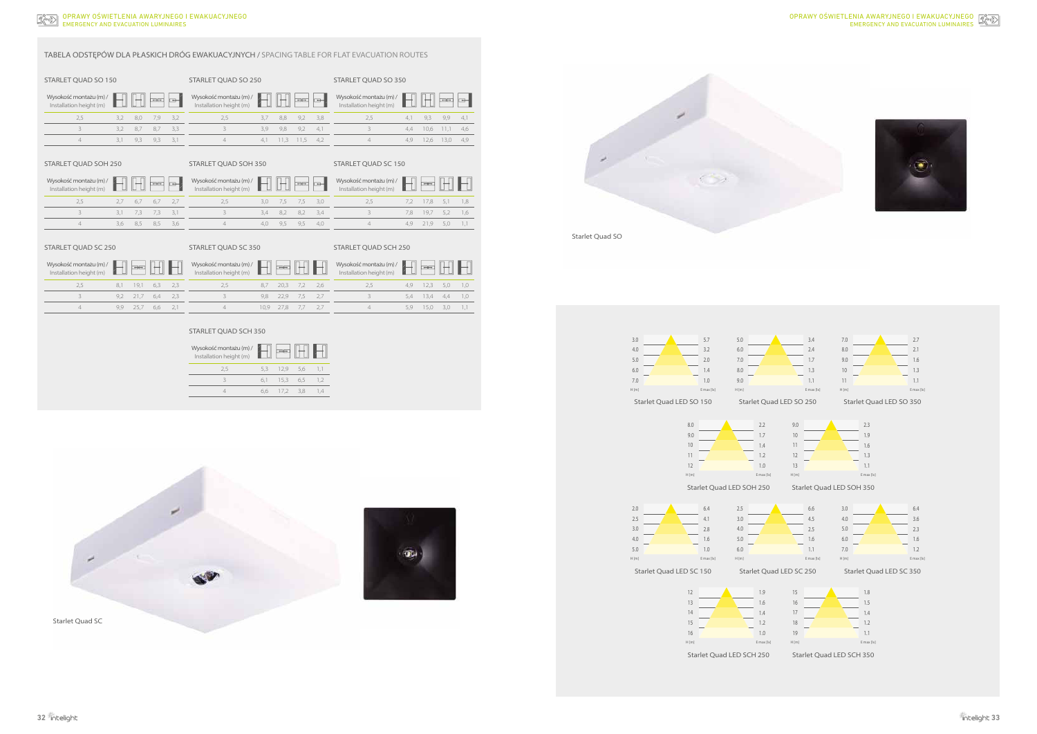## TABELA ODSTĘPÓW DLA PŁASKICH DRÓG EWAKUACYJNYCH / SPACING TABLE FOR FLAT EVACUATION ROUTES

### STARLET QUAD SO 150

| Wysokość montażu (m) / Installation height (m) | | | | |
|---|---|---|---|---|
| 2,5 | 3,2 | 8,0 | 7,9 | 3,2 |
| 3 | 3,2 | 8,7 | 8,7 | 3,3 |
| 4 | 3,1 | 9,3 | 9,3 | 3,1 |

### STARLET QUAD SO 250

| Wysokość montażu (m) / Installation height (m) | | | | |
|---|---|---|---|---|
| 2,5 | 3,7 | 8,8 | 9,2 | 3,8 |
| 3 | 3,9 | 9,8 | 9,2 | 4,1 |
| 4 | 4,1 | 11,3 | 11,5 | 4,2 |

### STARLET QUAD SO 350

| Wysokość montażu (m) / Installation height (m) | | | | |
|---|---|---|---|---|
| 2,5 | 4,1 | 9,3 | 9,9 | 4,1 |
| 3 | 4,4 | 10,6 | 11,1 | 4,6 |
| 4 | 4,9 | 12,6 | 13,0 | 4,9 |

### STARLET QUAD SOH 250

| Wysokość montażu (m) / Installation height (m) | | | | |
|---|---|---|---|---|
| 2,5 | 2,7 | 6,7 | 6,7 | 2,7 |
| 3 | 3,1 | 7,3 | 7,3 | 3,1 |
| 4 | 3,6 | 8,5 | 8,5 | 3,6 |

### STARLET QUAD SOH 350

| Wysokość montażu (m) / Installation height (m) | | | | |
|---|---|---|---|---|
| 2,5 | 3,0 | 7,5 | 7,5 | 3,0 |
| 3 | 3,4 | 8,2 | 8,2 | 3,4 |
| 4 | 4,0 | 9,5 | 9,5 | 4,0 |

### STARLET QUAD SC 150

| Wysokość montażu (m) / Installation height (m) | | | | |
|---|---|---|---|---|
| 2,5 | 7,2 | 17,8 | 5,1 | 1,8 |
| 3 | 7,8 | 19,7 | 5,2 | 1,6 |
| 4 | 4,9 | 21,9 | 5,0 | 1,1 |

### STARLET QUAD SC 250

| Wysokość montażu (m) / Installation height (m) | | | | |
|---|---|---|---|---|
| 2,5 | 8,1 | 19,1 | 6,3 | 2,3 |
| 3 | 9,2 | 21,7 | 6,4 | 2,3 |
| 4 | 9,9 | 25,7 | 6,6 | 2,1 |

### STARLET QUAD SC 350

| Wysokość montażu (m) / Installation height (m) | | | | |
|---|---|---|---|---|
| 2,5 | 8,7 | 20,3 | 7,2 | 2,6 |
| 3 | 9,8 | 22,9 | 7,5 | 2,7 |
| 4 | 10,9 | 27,8 | 7,7 | 2,7 |

### STARLET QUAD SCH 250

| Wysokość montażu (m) / Installation height (m) | | | | |
|---|---|---|---|---|
| 2,5 | 4,9 | 12,3 | 5,0 | 1,0 |
| 3 | 5,4 | 13,4 | 4,4 | 1,0 |
| 4 | 5,9 | 15,0 | 3,0 | 1,1 |

### STARLET QUAD SCH 350

| Wysokość montażu (m) / Installation height (m) | | | | |
|---|---|---|---|---|
| 2,5 | 5,3 | 12,9 | 5,6 | 1,1 |
| 3 | 6,1 | 15,3 | 6,5 | 1,2 |
| 4 | 6,6 | 17,2 | 3,8 | 1,4 |

Starlet Quad SO

Starlet Quad SC

H [m] / E max [lx]

Starlet Quad LED SO 150: 3.0 – 5.7; 4.0 – 3.2; 5.0 – 2.0; 6.0 – 1.4; 7.0 – 1.0

Starlet Quad LED SO 250: 5.0 – 3.4; 6.0 – 2.4; 7.0 – 1.7; 8.0 – 1.3; 9.0 – 1.1

Starlet Quad LED SO 350: 7.0 – 2.7; 8.0 – 2.1; 9.0 – 1.6; 10 – 1.3; 11 – 1.1

Starlet Quad LED SOH 250: 8.0 – 2.2; 9.0 – 1.7; 10 – 1.4; 11 – 1.2; 12 – 1.0

Starlet Quad LED SOH 350: 9.0 – 2.3; 10 – 1.9; 11 – 1.6; 12 – 1.3; 13 – 1.1

Starlet Quad LED SC 150: 2.0 – 6.4; 2.5 – 4.1; 3.0 – 2.8; 4.0 – 1.6; 5.0 – 1.0

Starlet Quad LED SC 250: 2.5 – 6.6; 3.0 – 4.5; 4.0 – 2.5; 5.0 – 1.6; 6.0 – 1.1

Starlet Quad LED SC 350: 3.0 – 6.4; 4.0 – 3.6; 5.0 – 2.3; 6.0 – 1.6; 7.0 – 1.2

Starlet Quad LED SCH 250: 12 – 1.9; 13 – 1.6; 14 – 1.4; 15 – 1.2; 16 – 1.0

Starlet Quad LED SCH 350: 15 – 1.8; 16 – 1.5; 17 – 1.4; 18 – 1.2; 19 – 1.1